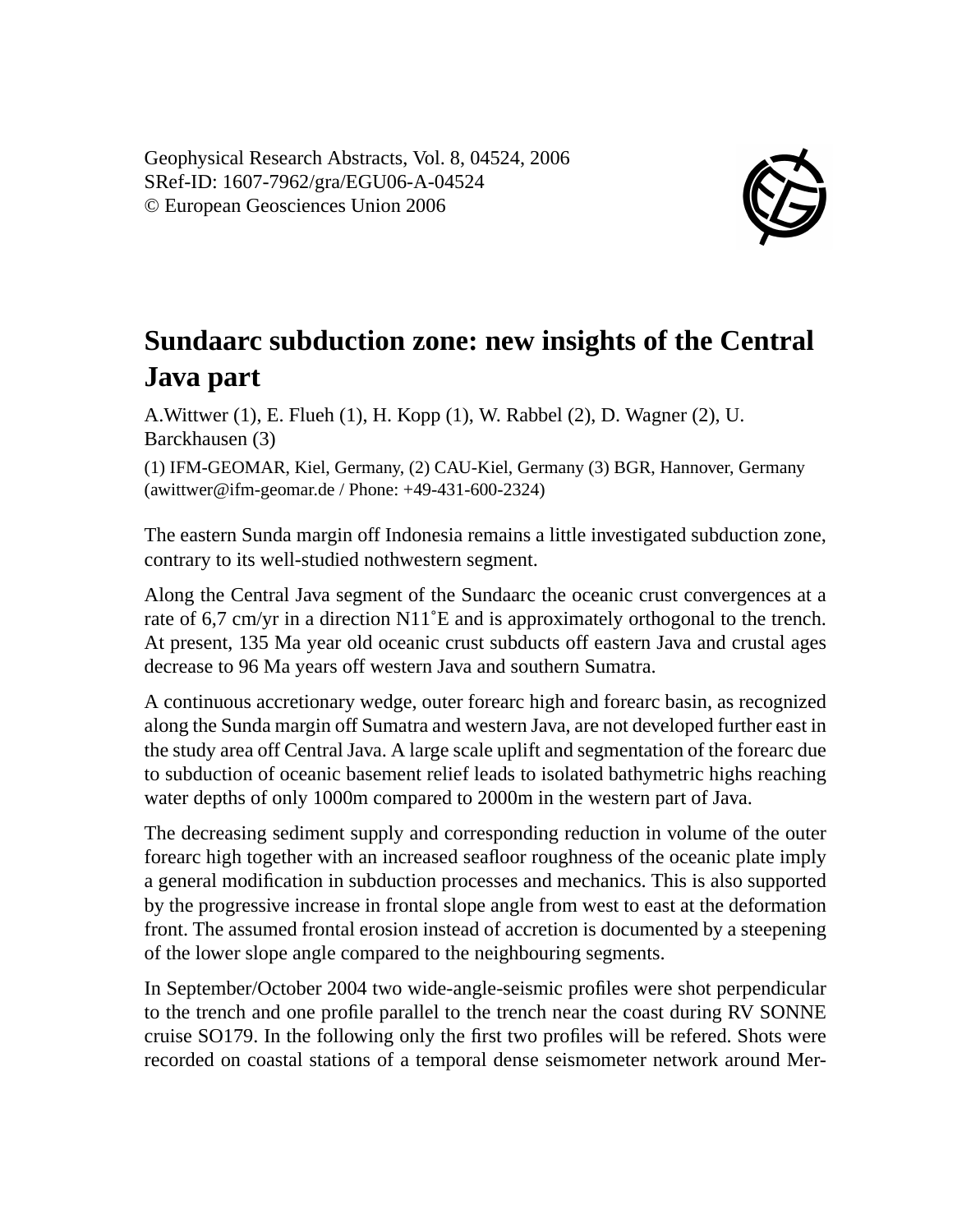Geophysical Research Abstracts, Vol. 8, 04524, 2006
SRef-ID: 1607-7962/gra/EGU06-A-04524
© European Geosciences Union 2006

# Sundaarc subduction zone: new insights of the Central Java part

A.Wittwer (1), E. Flueh (1), H. Kopp (1), W. Rabbel (2), D. Wagner (2), U. Barckhausen (3)

(1) IFM-GEOMAR, Kiel, Germany, (2) CAU-Kiel, Germany (3) BGR, Hannover, Germany (awittwer@ifm-geomar.de / Phone: +49-431-600-2324)

The eastern Sunda margin off Indonesia remains a little investigated subduction zone, contrary to its well-studied nothwestern segment.

Along the Central Java segment of the Sundaarc the oceanic crust convergences at a rate of 6,7 cm/yr in a direction N11˚E and is approximately orthogonal to the trench. At present, 135 Ma year old oceanic crust subducts off eastern Java and crustal ages decrease to 96 Ma years off western Java and southern Sumatra.

A continuous accretionary wedge, outer forearc high and forearc basin, as recognized along the Sunda margin off Sumatra and western Java, are not developed further east in the study area off Central Java. A large scale uplift and segmentation of the forearc due to subduction of oceanic basement relief leads to isolated bathymetric highs reaching water depths of only 1000m compared to 2000m in the western part of Java.

The decreasing sediment supply and corresponding reduction in volume of the outer forearc high together with an increased seafloor roughness of the oceanic plate imply a general modification in subduction processes and mechanics. This is also supported by the progressive increase in frontal slope angle from west to east at the deformation front. The assumed frontal erosion instead of accretion is documented by a steepening of the lower slope angle compared to the neighbouring segments.

In September/October 2004 two wide-angle-seismic profiles were shot perpendicular to the trench and one profile parallel to the trench near the coast during RV SONNE cruise SO179. In the following only the first two profiles will be refered. Shots were recorded on coastal stations of a temporal dense seismometer network around Mer-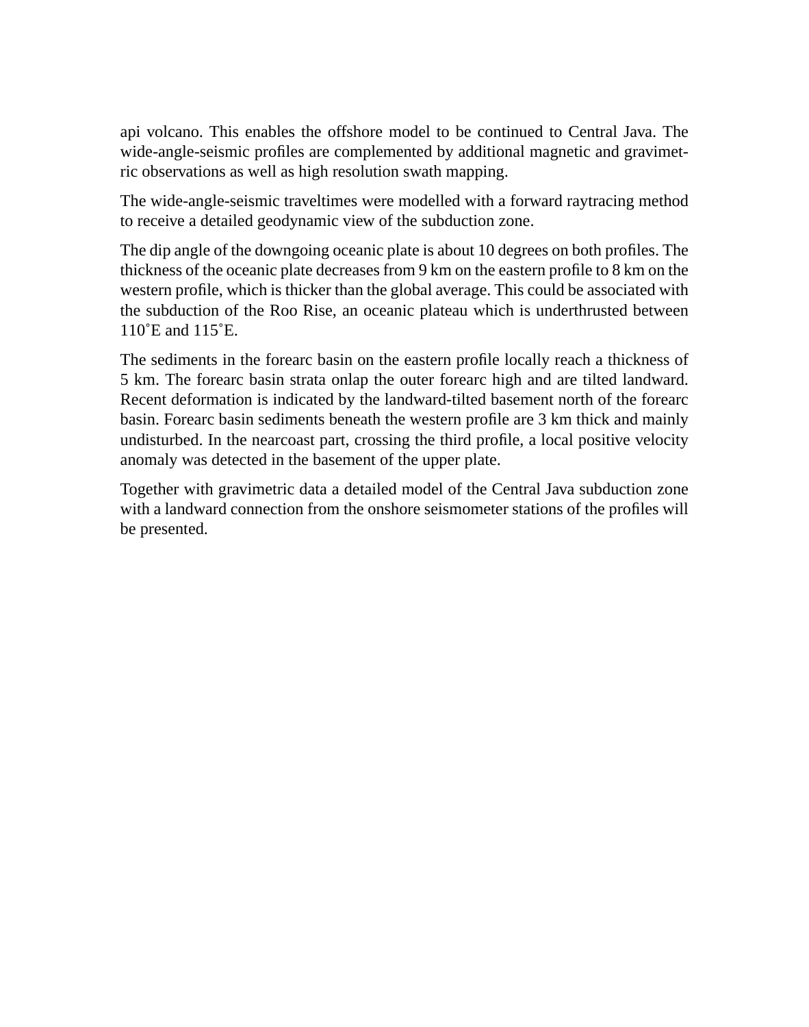api volcano. This enables the offshore model to be continued to Central Java. The wide-angle-seismic profiles are complemented by additional magnetic and gravimetric observations as well as high resolution swath mapping.

The wide-angle-seismic traveltimes were modelled with a forward raytracing method to receive a detailed geodynamic view of the subduction zone.

The dip angle of the downgoing oceanic plate is about 10 degrees on both profiles. The thickness of the oceanic plate decreases from 9 km on the eastern profile to 8 km on the western profile, which is thicker than the global average. This could be associated with the subduction of the Roo Rise, an oceanic plateau which is underthrusted between 110˚E and 115˚E.

The sediments in the forearc basin on the eastern profile locally reach a thickness of 5 km. The forearc basin strata onlap the outer forearc high and are tilted landward. Recent deformation is indicated by the landward-tilted basement north of the forearc basin. Forearc basin sediments beneath the western profile are 3 km thick and mainly undisturbed. In the nearcoast part, crossing the third profile, a local positive velocity anomaly was detected in the basement of the upper plate.

Together with gravimetric data a detailed model of the Central Java subduction zone with a landward connection from the onshore seismometer stations of the profiles will be presented.